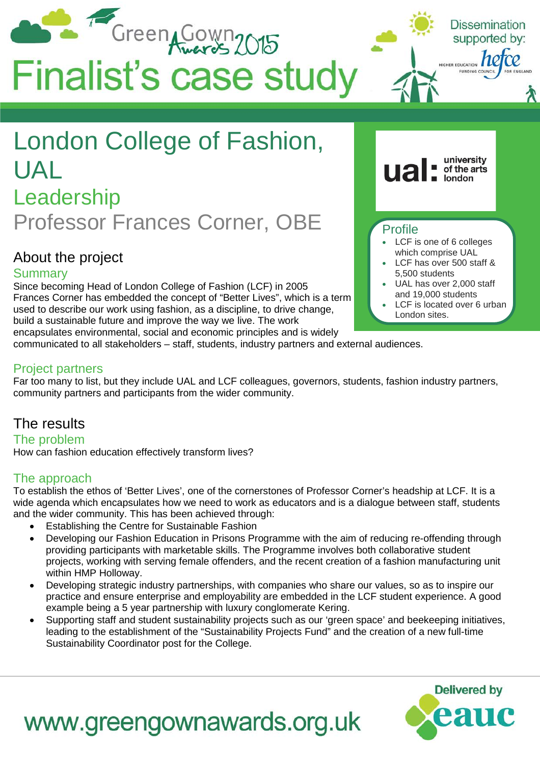Green Gown Awards 2015

# Finalist's case study

Dissemination supported by: hefce (Higher Education Funding Council for England)

# London College of Fashion, UAL

## Leadership

## Professor Frances Corner, OBE

ual: university of the arts london

### Profile

- LCF is one of 6 colleges which comprise UAL
- LCF has over 500 staff & 5,500 students
- UAL has over 2,000 staff and 19,000 students
- LCF is located over 6 urban London sites.

## About the project

### Summary

Since becoming Head of London College of Fashion (LCF) in 2005 Frances Corner has embedded the concept of "Better Lives", which is a term used to describe our work using fashion, as a discipline, to drive change, build a sustainable future and improve the way we live. The work encapsulates environmental, social and economic principles and is widely communicated to all stakeholders – staff, students, industry partners and external audiences.

### Project partners

Far too many to list, but they include UAL and LCF colleagues, governors, students, fashion industry partners, community partners and participants from the wider community.

## The results

### The problem

How can fashion education effectively transform lives?

### The approach

To establish the ethos of 'Better Lives', one of the cornerstones of Professor Corner's headship at LCF. It is a wide agenda which encapsulates how we need to work as educators and is a dialogue between staff, students and the wider community. This has been achieved through:

- Establishing the Centre for Sustainable Fashion
- Developing our Fashion Education in Prisons Programme with the aim of reducing re-offending through providing participants with marketable skills. The Programme involves both collaborative student projects, working with serving female offenders, and the recent creation of a fashion manufacturing unit within HMP Holloway.
- Developing strategic industry partnerships, with companies who share our values, so as to inspire our practice and ensure enterprise and employability are embedded in the LCF student experience. A good example being a 5 year partnership with luxury conglomerate Kering.
- Supporting staff and student sustainability projects such as our 'green space' and beekeeping initiatives, leading to the establishment of the "Sustainability Projects Fund" and the creation of a new full-time Sustainability Coordinator post for the College.

www.greengownawards.org.uk

Delivered by eauc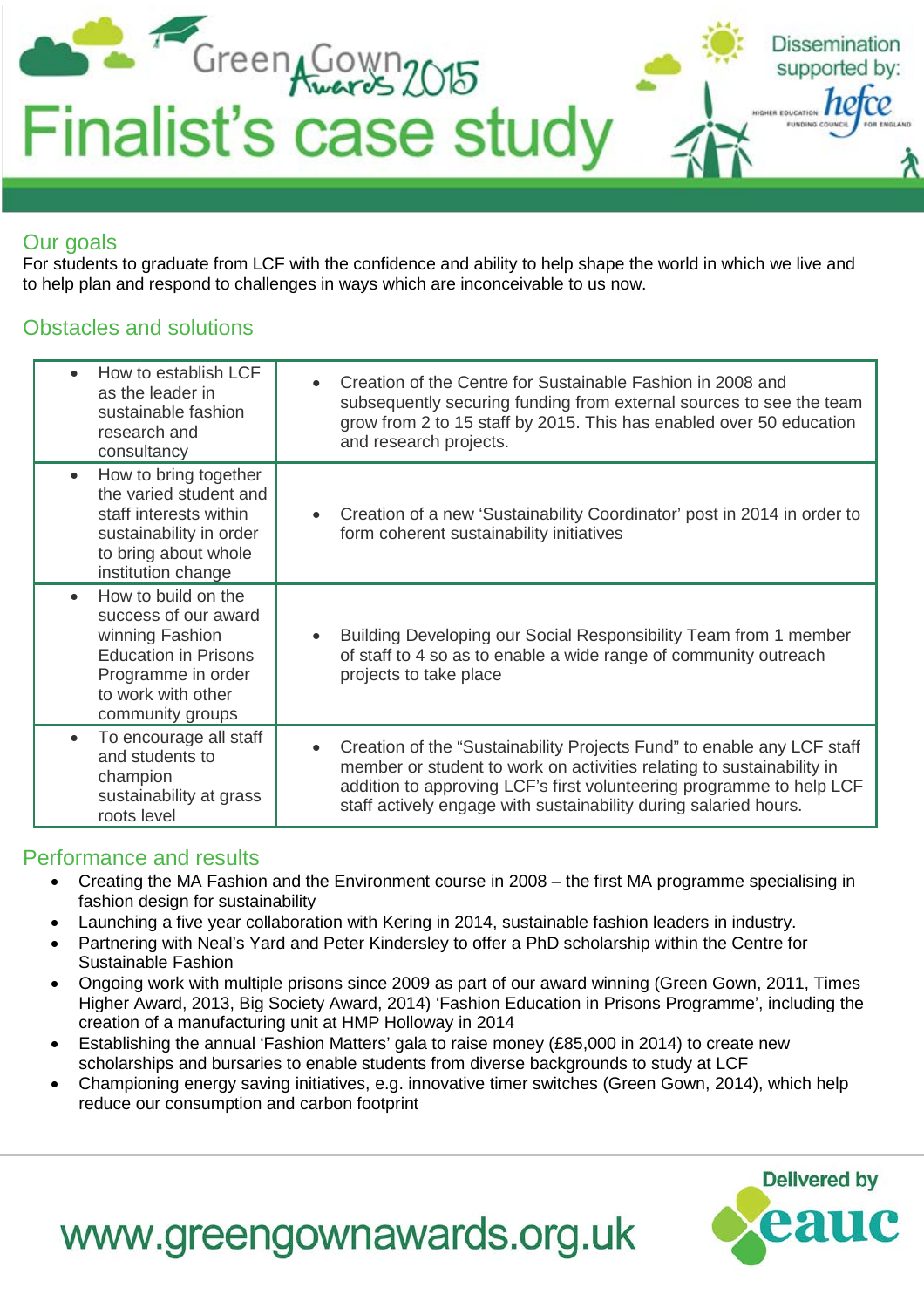# Finalist's case study

## Our goals

For students to graduate from LCF with the confidence and ability to help shape the world in which we live and to help plan and respond to challenges in ways which are inconceivable to us now.

## Obstacles and solutions

| Obstacles | Solutions |
|---|---|
| • How to establish LCF as the leader in sustainable fashion research and consultancy | • Creation of the Centre for Sustainable Fashion in 2008 and subsequently securing funding from external sources to see the team grow from 2 to 15 staff by 2015. This has enabled over 50 education and research projects. |
| • How to bring together the varied student and staff interests within sustainability in order to bring about whole institution change | • Creation of a new 'Sustainability Coordinator' post in 2014 in order to form coherent sustainability initiatives |
| • How to build on the success of our award winning Fashion Education in Prisons Programme in order to work with other community groups | • Building Developing our Social Responsibility Team from 1 member of staff to 4 so as to enable a wide range of community outreach projects to take place |
| • To encourage all staff and students to champion sustainability at grass roots level | • Creation of the "Sustainability Projects Fund" to enable any LCF staff member or student to work on activities relating to sustainability in addition to approving LCF's first volunteering programme to help LCF staff actively engage with sustainability during salaried hours. |

## Performance and results

- Creating the MA Fashion and the Environment course in 2008 – the first MA programme specialising in fashion design for sustainability
- Launching a five year collaboration with Kering in 2014, sustainable fashion leaders in industry.
- Partnering with Neal's Yard and Peter Kindersley to offer a PhD scholarship within the Centre for Sustainable Fashion
- Ongoing work with multiple prisons since 2009 as part of our award winning (Green Gown, 2011, Times Higher Award, 2013, Big Society Award, 2014) 'Fashion Education in Prisons Programme', including the creation of a manufacturing unit at HMP Holloway in 2014
- Establishing the annual 'Fashion Matters' gala to raise money (£85,000 in 2014) to create new scholarships and bursaries to enable students from diverse backgrounds to study at LCF
- Championing energy saving initiatives, e.g. innovative timer switches (Green Gown, 2014), which help reduce our consumption and carbon footprint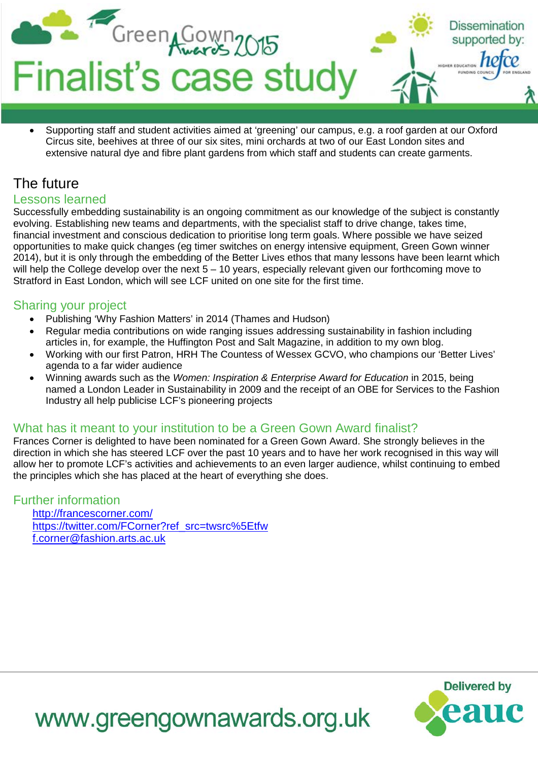- Supporting staff and student activities aimed at 'greening' our campus, e.g. a roof garden at our Oxford Circus site, beehives at three of our six sites, mini orchards at two of our East London sites and extensive natural dye and fibre plant gardens from which staff and students can create garments.

## The future

### Lessons learned

Successfully embedding sustainability is an ongoing commitment as our knowledge of the subject is constantly evolving. Establishing new teams and departments, with the specialist staff to drive change, takes time, financial investment and conscious dedication to prioritise long term goals. Where possible we have seized opportunities to make quick changes (eg timer switches on energy intensive equipment, Green Gown winner 2014), but it is only through the embedding of the Better Lives ethos that many lessons have been learnt which will help the College develop over the next 5 – 10 years, especially relevant given our forthcoming move to Stratford in East London, which will see LCF united on one site for the first time.

### Sharing your project

- Publishing 'Why Fashion Matters' in 2014 (Thames and Hudson)
- Regular media contributions on wide ranging issues addressing sustainability in fashion including articles in, for example, the Huffington Post and Salt Magazine, in addition to my own blog.
- Working with our first Patron, HRH The Countess of Wessex GCVO, who champions our 'Better Lives' agenda to a far wider audience
- Winning awards such as the *Women: Inspiration & Enterprise Award for Education* in 2015, being named a London Leader in Sustainability in 2009 and the receipt of an OBE for Services to the Fashion Industry all help publicise LCF's pioneering projects

### What has it meant to your institution to be a Green Gown Award finalist?

Frances Corner is delighted to have been nominated for a Green Gown Award. She strongly believes in the direction in which she has steered LCF over the past 10 years and to have her work recognised in this way will allow her to promote LCF's activities and achievements to an even larger audience, whilst continuing to embed the principles which she has placed at the heart of everything she does.

### Further information

http://francescorner.com/
https://twitter.com/FCorner?ref_src=twsrc%5Etfw
f.corner@fashion.arts.ac.uk